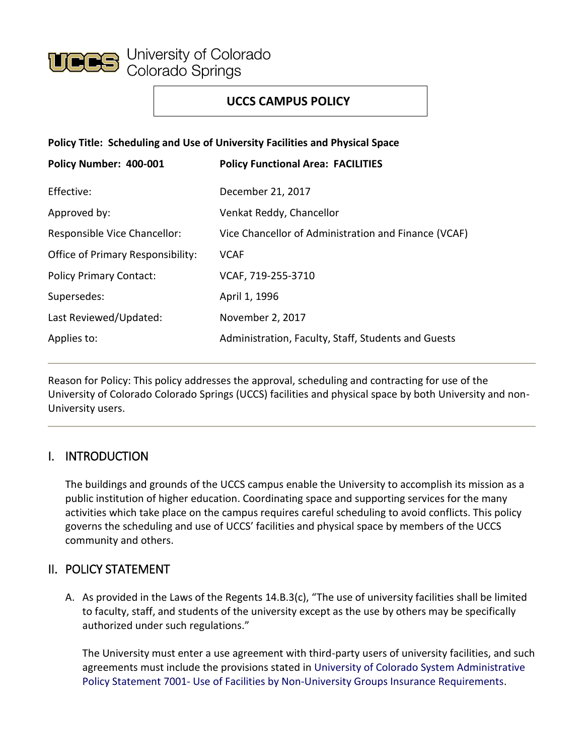University of Colorado Colorado Springs

**UCCS CAMPUS POLICY**

**Policy Title: Scheduling and Use of University Facilities and Physical Space**

| **Policy Number: 400-001** | **Policy Functional Area: FACILITIES** |
| --- | --- |
| Effective: | December 21, 2017 |
| Approved by: | Venkat Reddy, Chancellor |
| Responsible Vice Chancellor: | Vice Chancellor of Administration and Finance (VCAF) |
| Office of Primary Responsibility: | VCAF |
| Policy Primary Contact: | VCAF, 719-255-3710 |
| Supersedes: | April 1, 1996 |
| Last Reviewed/Updated: | November 2, 2017 |
| Applies to: | Administration, Faculty, Staff, Students and Guests |

---

Reason for Policy: This policy addresses the approval, scheduling and contracting for use of the University of Colorado Colorado Springs (UCCS) facilities and physical space by both University and non-University users.

---

## I. INTRODUCTION

The buildings and grounds of the UCCS campus enable the University to accomplish its mission as a public institution of higher education. Coordinating space and supporting services for the many activities which take place on the campus requires careful scheduling to avoid conflicts. This policy governs the scheduling and use of UCCS' facilities and physical space by members of the UCCS community and others.

## II. POLICY STATEMENT

A. As provided in the Laws of the Regents 14.B.3(c), "The use of university facilities shall be limited to faculty, staff, and students of the university except as the use by others may be specifically authorized under such regulations."

   The University must enter a use agreement with third-party users of university facilities, and such agreements must include the provisions stated in University of Colorado System Administrative Policy Statement 7001- Use of Facilities by Non-University Groups Insurance Requirements.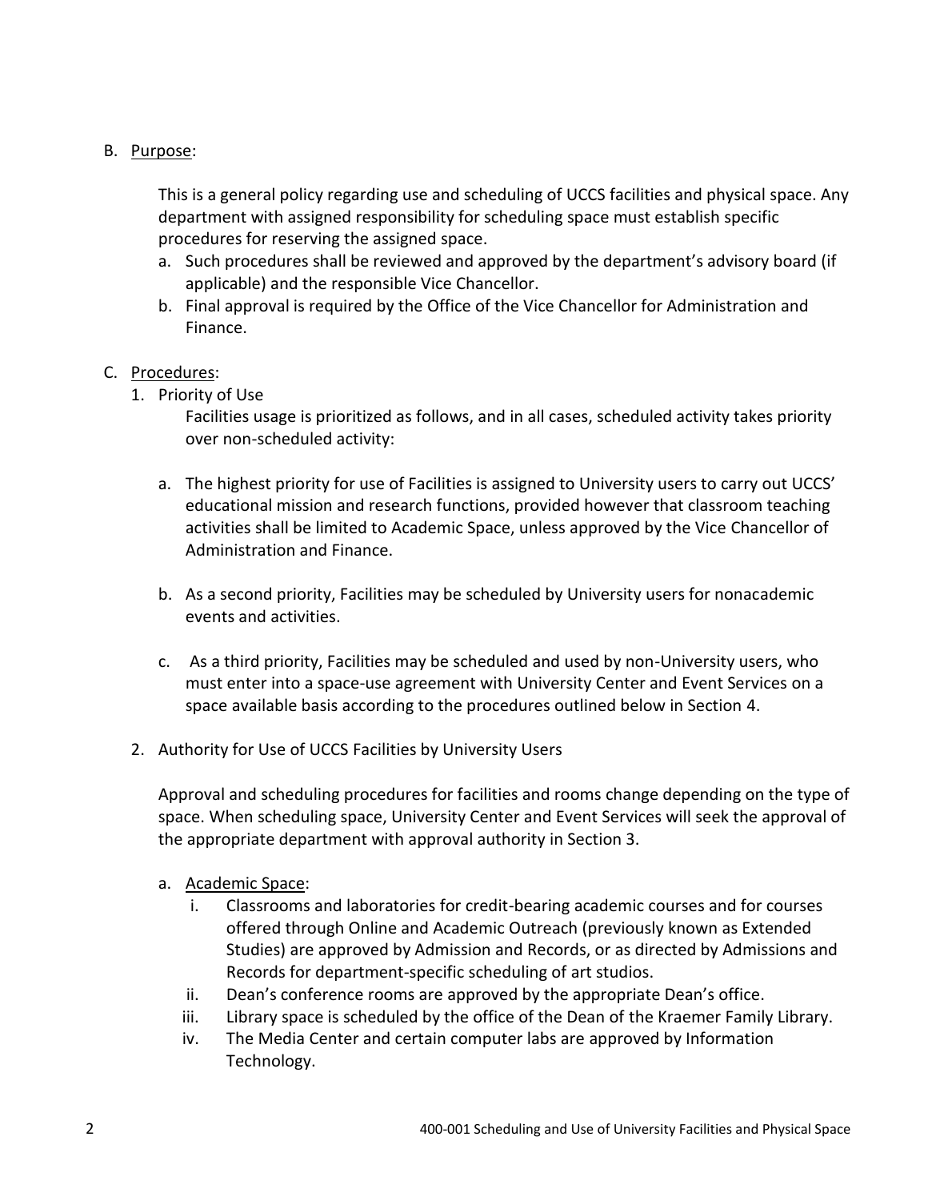B. Purpose:

This is a general policy regarding use and scheduling of UCCS facilities and physical space. Any department with assigned responsibility for scheduling space must establish specific procedures for reserving the assigned space.

a. Such procedures shall be reviewed and approved by the department's advisory board (if applicable) and the responsible Vice Chancellor.
b. Final approval is required by the Office of the Vice Chancellor for Administration and Finance.

C. Procedures:

1. Priority of Use

   Facilities usage is prioritized as follows, and in all cases, scheduled activity takes priority over non-scheduled activity:

   a. The highest priority for use of Facilities is assigned to University users to carry out UCCS' educational mission and research functions, provided however that classroom teaching activities shall be limited to Academic Space, unless approved by the Vice Chancellor of Administration and Finance.

   b. As a second priority, Facilities may be scheduled by University users for nonacademic events and activities.

   c. As a third priority, Facilities may be scheduled and used by non-University users, who must enter into a space-use agreement with University Center and Event Services on a space available basis according to the procedures outlined below in Section 4.

2. Authority for Use of UCCS Facilities by University Users

   Approval and scheduling procedures for facilities and rooms change depending on the type of space. When scheduling space, University Center and Event Services will seek the approval of the appropriate department with approval authority in Section 3.

   a. Academic Space:
      i. Classrooms and laboratories for credit-bearing academic courses and for courses offered through Online and Academic Outreach (previously known as Extended Studies) are approved by Admission and Records, or as directed by Admissions and Records for department-specific scheduling of art studios.
      ii. Dean's conference rooms are approved by the appropriate Dean's office.
      iii. Library space is scheduled by the office of the Dean of the Kraemer Family Library.
      iv. The Media Center and certain computer labs are approved by Information Technology.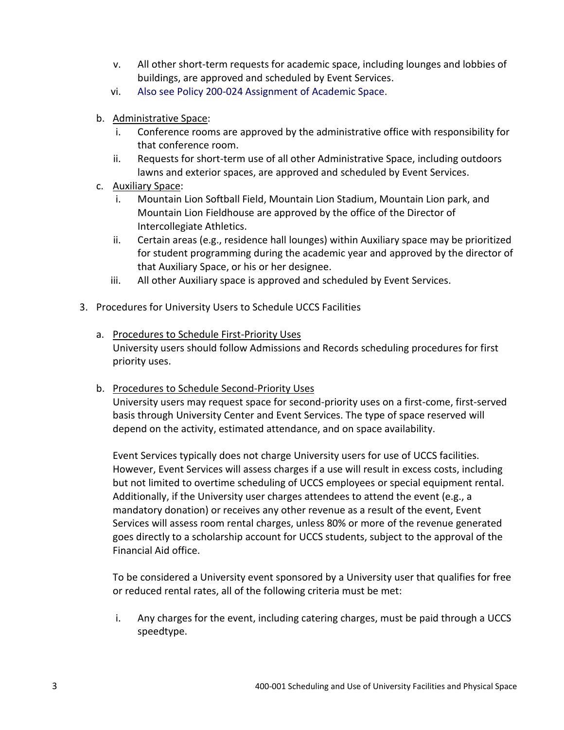v. All other short-term requests for academic space, including lounges and lobbies of buildings, are approved and scheduled by Event Services.
   vi. Also see Policy 200-024 Assignment of Academic Space.

b. Administrative Space:
   i. Conference rooms are approved by the administrative office with responsibility for that conference room.
   ii. Requests for short-term use of all other Administrative Space, including outdoors lawns and exterior spaces, are approved and scheduled by Event Services.

c. Auxiliary Space:
   i. Mountain Lion Softball Field, Mountain Lion Stadium, Mountain Lion park, and Mountain Lion Fieldhouse are approved by the office of the Director of Intercollegiate Athletics.
   ii. Certain areas (e.g., residence hall lounges) within Auxiliary space may be prioritized for student programming during the academic year and approved by the director of that Auxiliary Space, or his or her designee.
   iii. All other Auxiliary space is approved and scheduled by Event Services.

3. Procedures for University Users to Schedule UCCS Facilities

   a. Procedures to Schedule First-Priority Uses

      University users should follow Admissions and Records scheduling procedures for first priority uses.

   b. Procedures to Schedule Second-Priority Uses

      University users may request space for second-priority uses on a first-come, first-served basis through University Center and Event Services. The type of space reserved will depend on the activity, estimated attendance, and on space availability.

      Event Services typically does not charge University users for use of UCCS facilities. However, Event Services will assess charges if a use will result in excess costs, including but not limited to overtime scheduling of UCCS employees or special equipment rental. Additionally, if the University user charges attendees to attend the event (e.g., a mandatory donation) or receives any other revenue as a result of the event, Event Services will assess room rental charges, unless 80% or more of the revenue generated goes directly to a scholarship account for UCCS students, subject to the approval of the Financial Aid office.

      To be considered a University event sponsored by a University user that qualifies for free or reduced rental rates, all of the following criteria must be met:

      i. Any charges for the event, including catering charges, must be paid through a UCCS speedtype.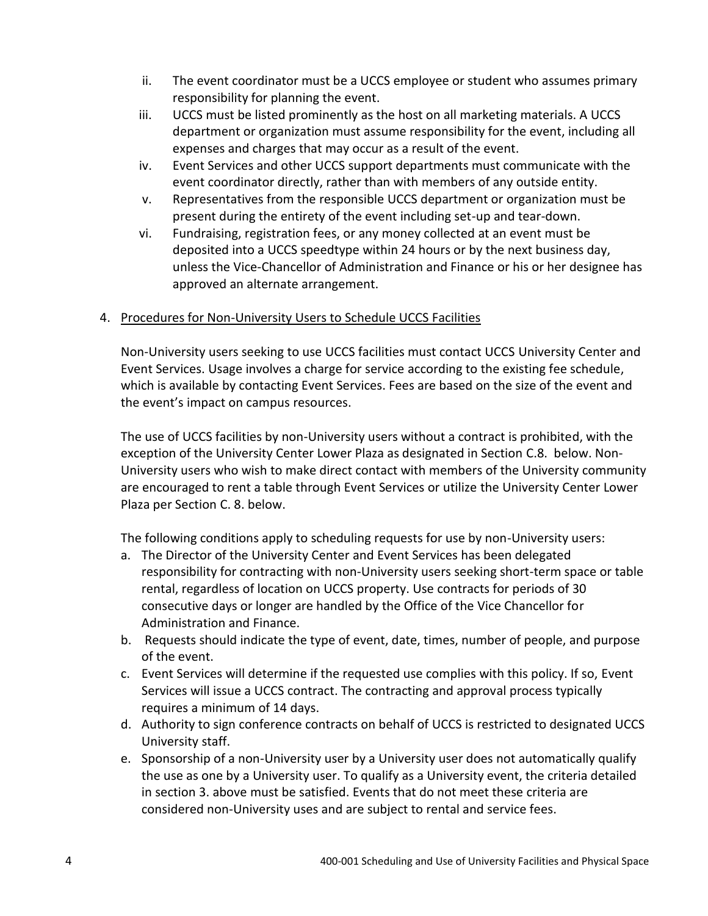ii. The event coordinator must be a UCCS employee or student who assumes primary responsibility for planning the event.

iii. UCCS must be listed prominently as the host on all marketing materials. A UCCS department or organization must assume responsibility for the event, including all expenses and charges that may occur as a result of the event.

iv. Event Services and other UCCS support departments must communicate with the event coordinator directly, rather than with members of any outside entity.

v. Representatives from the responsible UCCS department or organization must be present during the entirety of the event including set-up and tear-down.

vi. Fundraising, registration fees, or any money collected at an event must be deposited into a UCCS speedtype within 24 hours or by the next business day, unless the Vice-Chancellor of Administration and Finance or his or her designee has approved an alternate arrangement.

4. <u>Procedures for Non-University Users to Schedule UCCS Facilities</u>

Non-University users seeking to use UCCS facilities must contact UCCS University Center and Event Services. Usage involves a charge for service according to the existing fee schedule, which is available by contacting Event Services. Fees are based on the size of the event and the event's impact on campus resources.

The use of UCCS facilities by non-University users without a contract is prohibited, with the exception of the University Center Lower Plaza as designated in Section C.8. below. Non-University users who wish to make direct contact with members of the University community are encouraged to rent a table through Event Services or utilize the University Center Lower Plaza per Section C. 8. below.

The following conditions apply to scheduling requests for use by non-University users:

a. The Director of the University Center and Event Services has been delegated responsibility for contracting with non-University users seeking short-term space or table rental, regardless of location on UCCS property. Use contracts for periods of 30 consecutive days or longer are handled by the Office of the Vice Chancellor for Administration and Finance.
b. Requests should indicate the type of event, date, times, number of people, and purpose of the event.
c. Event Services will determine if the requested use complies with this policy. If so, Event Services will issue a UCCS contract. The contracting and approval process typically requires a minimum of 14 days.
d. Authority to sign conference contracts on behalf of UCCS is restricted to designated UCCS University staff.
e. Sponsorship of a non-University user by a University user does not automatically qualify the use as one by a University user. To qualify as a University event, the criteria detailed in section 3. above must be satisfied. Events that do not meet these criteria are considered non-University uses and are subject to rental and service fees.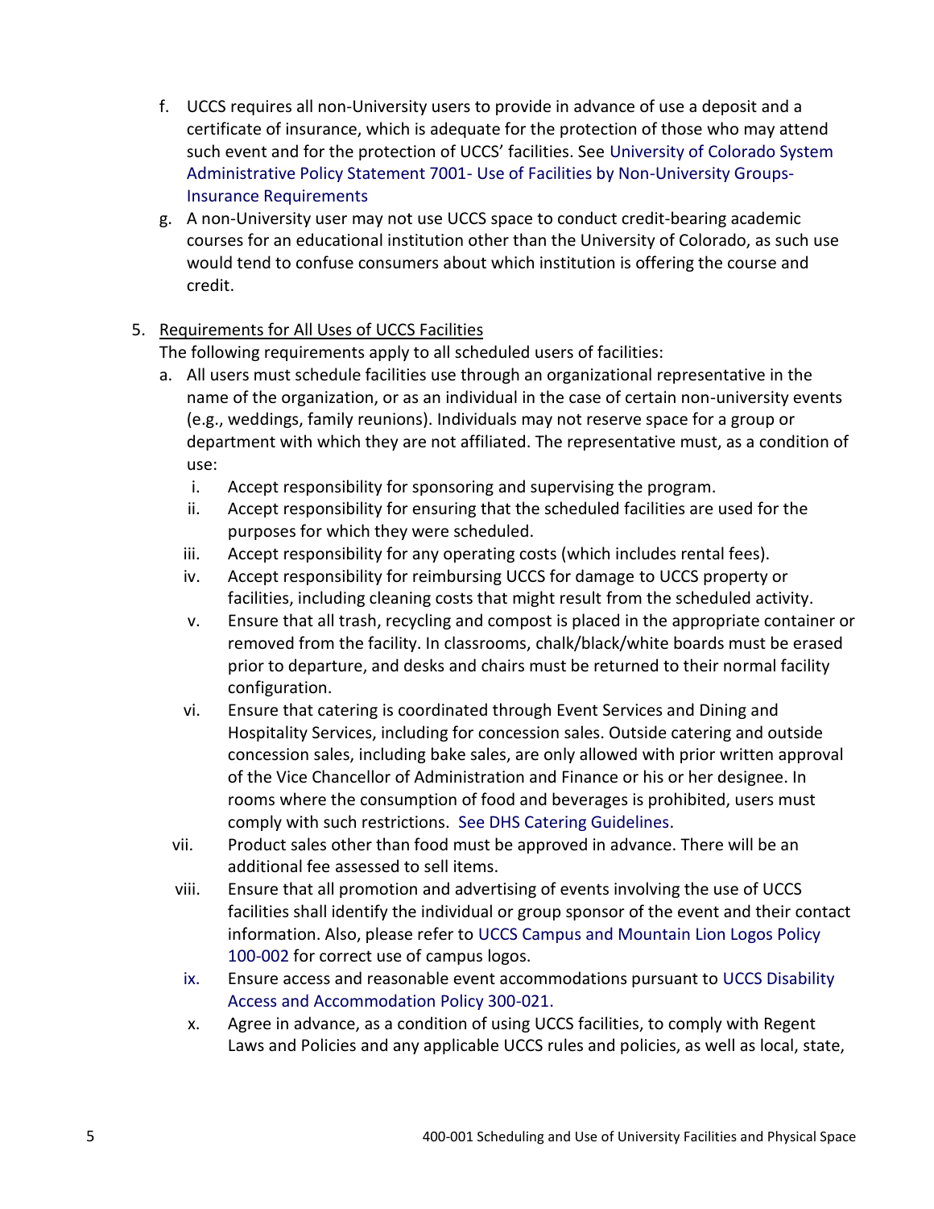f. UCCS requires all non-University users to provide in advance of use a deposit and a certificate of insurance, which is adequate for the protection of those who may attend such event and for the protection of UCCS' facilities. See University of Colorado System Administrative Policy Statement 7001- Use of Facilities by Non-University Groups- Insurance Requirements

g. A non-University user may not use UCCS space to conduct credit-bearing academic courses for an educational institution other than the University of Colorado, as such use would tend to confuse consumers about which institution is offering the course and credit.

5. Requirements for All Uses of UCCS Facilities

   The following requirements apply to all scheduled users of facilities:

   a. All users must schedule facilities use through an organizational representative in the name of the organization, or as an individual in the case of certain non-university events (e.g., weddings, family reunions). Individuals may not reserve space for a group or department with which they are not affiliated. The representative must, as a condition of use:

      i. Accept responsibility for sponsoring and supervising the program.
      ii. Accept responsibility for ensuring that the scheduled facilities are used for the purposes for which they were scheduled.
      iii. Accept responsibility for any operating costs (which includes rental fees).
      iv. Accept responsibility for reimbursing UCCS for damage to UCCS property or facilities, including cleaning costs that might result from the scheduled activity.
      v. Ensure that all trash, recycling and compost is placed in the appropriate container or removed from the facility. In classrooms, chalk/black/white boards must be erased prior to departure, and desks and chairs must be returned to their normal facility configuration.
      vi. Ensure that catering is coordinated through Event Services and Dining and Hospitality Services, including for concession sales. Outside catering and outside concession sales, including bake sales, are only allowed with prior written approval of the Vice Chancellor of Administration and Finance or his or her designee. In rooms where the consumption of food and beverages is prohibited, users must comply with such restrictions. See DHS Catering Guidelines.
      vii. Product sales other than food must be approved in advance. There will be an additional fee assessed to sell items.
      viii. Ensure that all promotion and advertising of events involving the use of UCCS facilities shall identify the individual or group sponsor of the event and their contact information. Also, please refer to UCCS Campus and Mountain Lion Logos Policy 100-002 for correct use of campus logos.
      ix. Ensure access and reasonable event accommodations pursuant to UCCS Disability Access and Accommodation Policy 300-021.
      x. Agree in advance, as a condition of using UCCS facilities, to comply with Regent Laws and Policies and any applicable UCCS rules and policies, as well as local, state,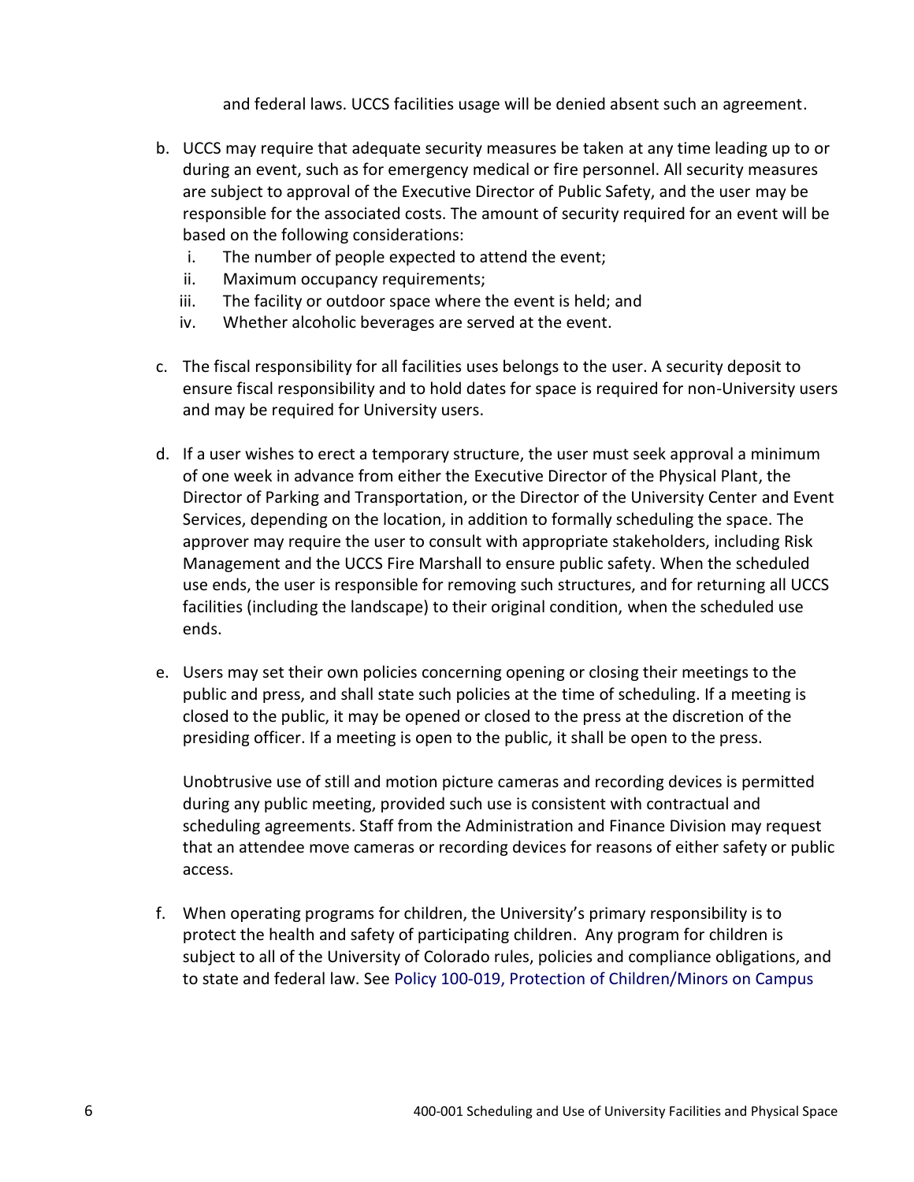and federal laws. UCCS facilities usage will be denied absent such an agreement.

b. UCCS may require that adequate security measures be taken at any time leading up to or during an event, such as for emergency medical or fire personnel. All security measures are subject to approval of the Executive Director of Public Safety, and the user may be responsible for the associated costs. The amount of security required for an event will be based on the following considerations:
   i. The number of people expected to attend the event;
   ii. Maximum occupancy requirements;
   iii. The facility or outdoor space where the event is held; and
   iv. Whether alcoholic beverages are served at the event.

c. The fiscal responsibility for all facilities uses belongs to the user. A security deposit to ensure fiscal responsibility and to hold dates for space is required for non-University users and may be required for University users.

d. If a user wishes to erect a temporary structure, the user must seek approval a minimum of one week in advance from either the Executive Director of the Physical Plant, the Director of Parking and Transportation, or the Director of the University Center and Event Services, depending on the location, in addition to formally scheduling the space. The approver may require the user to consult with appropriate stakeholders, including Risk Management and the UCCS Fire Marshall to ensure public safety. When the scheduled use ends, the user is responsible for removing such structures, and for returning all UCCS facilities (including the landscape) to their original condition, when the scheduled use ends.

e. Users may set their own policies concerning opening or closing their meetings to the public and press, and shall state such policies at the time of scheduling. If a meeting is closed to the public, it may be opened or closed to the press at the discretion of the presiding officer. If a meeting is open to the public, it shall be open to the press.

   Unobtrusive use of still and motion picture cameras and recording devices is permitted during any public meeting, provided such use is consistent with contractual and scheduling agreements. Staff from the Administration and Finance Division may request that an attendee move cameras or recording devices for reasons of either safety or public access.

f. When operating programs for children, the University's primary responsibility is to protect the health and safety of participating children. Any program for children is subject to all of the University of Colorado rules, policies and compliance obligations, and to state and federal law. See Policy 100-019, Protection of Children/Minors on Campus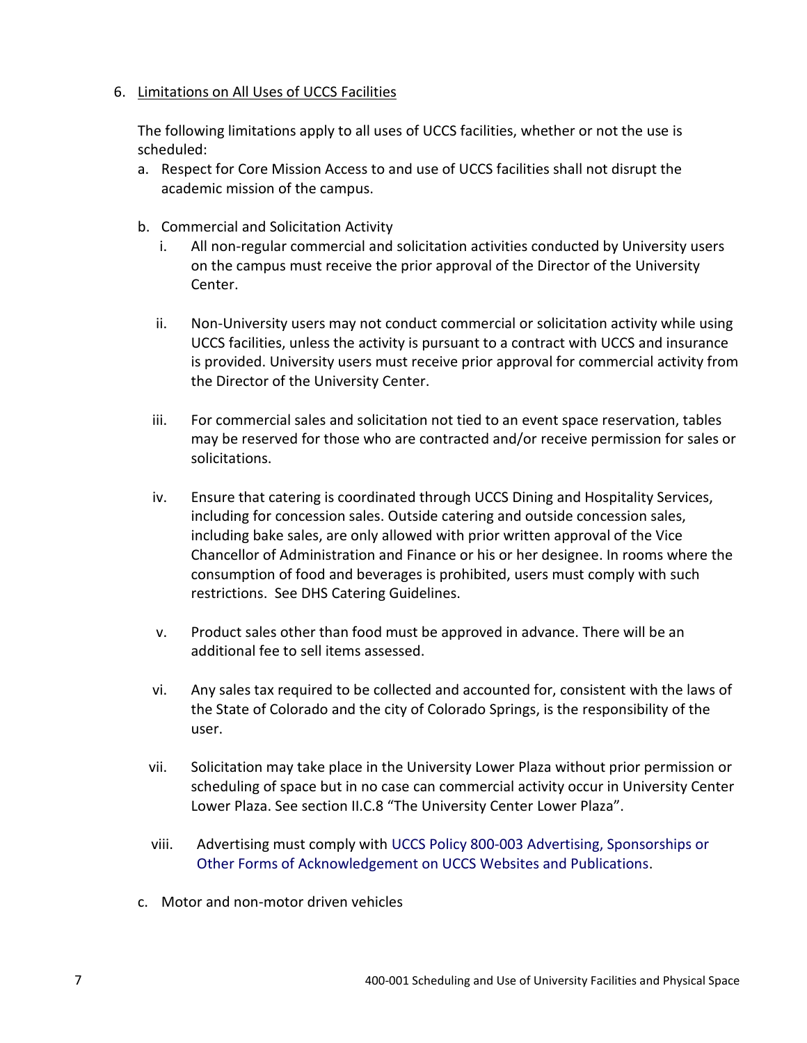6. Limitations on All Uses of UCCS Facilities

   The following limitations apply to all uses of UCCS facilities, whether or not the use is scheduled:

   a. Respect for Core Mission Access to and use of UCCS facilities shall not disrupt the academic mission of the campus.

   b. Commercial and Solicitation Activity

      i. All non-regular commercial and solicitation activities conducted by University users on the campus must receive the prior approval of the Director of the University Center.

      ii. Non-University users may not conduct commercial or solicitation activity while using UCCS facilities, unless the activity is pursuant to a contract with UCCS and insurance is provided. University users must receive prior approval for commercial activity from the Director of the University Center.

      iii. For commercial sales and solicitation not tied to an event space reservation, tables may be reserved for those who are contracted and/or receive permission for sales or solicitations.

      iv. Ensure that catering is coordinated through UCCS Dining and Hospitality Services, including for concession sales. Outside catering and outside concession sales, including bake sales, are only allowed with prior written approval of the Vice Chancellor of Administration and Finance or his or her designee. In rooms where the consumption of food and beverages is prohibited, users must comply with such restrictions. See DHS Catering Guidelines.

      v. Product sales other than food must be approved in advance. There will be an additional fee to sell items assessed.

      vi. Any sales tax required to be collected and accounted for, consistent with the laws of the State of Colorado and the city of Colorado Springs, is the responsibility of the user.

      vii. Solicitation may take place in the University Lower Plaza without prior permission or scheduling of space but in no case can commercial activity occur in University Center Lower Plaza. See section II.C.8 "The University Center Lower Plaza".

      viii. Advertising must comply with UCCS Policy 800-003 Advertising, Sponsorships or Other Forms of Acknowledgement on UCCS Websites and Publications.

   c. Motor and non-motor driven vehicles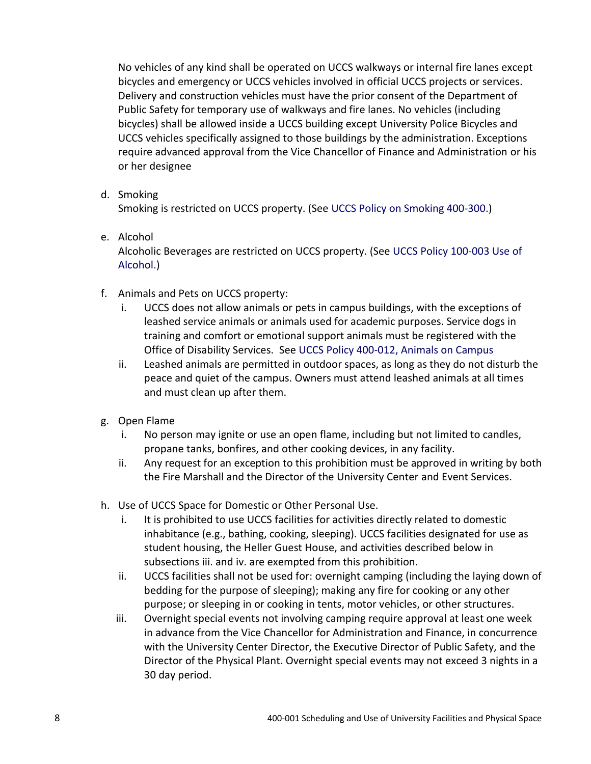No vehicles of any kind shall be operated on UCCS walkways or internal fire lanes except bicycles and emergency or UCCS vehicles involved in official UCCS projects or services. Delivery and construction vehicles must have the prior consent of the Department of Public Safety for temporary use of walkways and fire lanes. No vehicles (including bicycles) shall be allowed inside a UCCS building except University Police Bicycles and UCCS vehicles specifically assigned to those buildings by the administration. Exceptions require advanced approval from the Vice Chancellor of Finance and Administration or his or her designee

d. Smoking
   Smoking is restricted on UCCS property. (See UCCS Policy on Smoking 400-300.)

e. Alcohol
   Alcoholic Beverages are restricted on UCCS property. (See UCCS Policy 100-003 Use of Alcohol.)

f. Animals and Pets on UCCS property:
   i. UCCS does not allow animals or pets in campus buildings, with the exceptions of leashed service animals or animals used for academic purposes. Service dogs in training and comfort or emotional support animals must be registered with the Office of Disability Services. See UCCS Policy 400-012, Animals on Campus
   ii. Leashed animals are permitted in outdoor spaces, as long as they do not disturb the peace and quiet of the campus. Owners must attend leashed animals at all times and must clean up after them.

g. Open Flame
   i. No person may ignite or use an open flame, including but not limited to candles, propane tanks, bonfires, and other cooking devices, in any facility.
   ii. Any request for an exception to this prohibition must be approved in writing by both the Fire Marshall and the Director of the University Center and Event Services.

h. Use of UCCS Space for Domestic or Other Personal Use.
   i. It is prohibited to use UCCS facilities for activities directly related to domestic inhabitance (e.g., bathing, cooking, sleeping). UCCS facilities designated for use as student housing, the Heller Guest House, and activities described below in subsections iii. and iv. are exempted from this prohibition.
   ii. UCCS facilities shall not be used for: overnight camping (including the laying down of bedding for the purpose of sleeping); making any fire for cooking or any other purpose; or sleeping in or cooking in tents, motor vehicles, or other structures.
   iii. Overnight special events not involving camping require approval at least one week in advance from the Vice Chancellor for Administration and Finance, in concurrence with the University Center Director, the Executive Director of Public Safety, and the Director of the Physical Plant. Overnight special events may not exceed 3 nights in a 30 day period.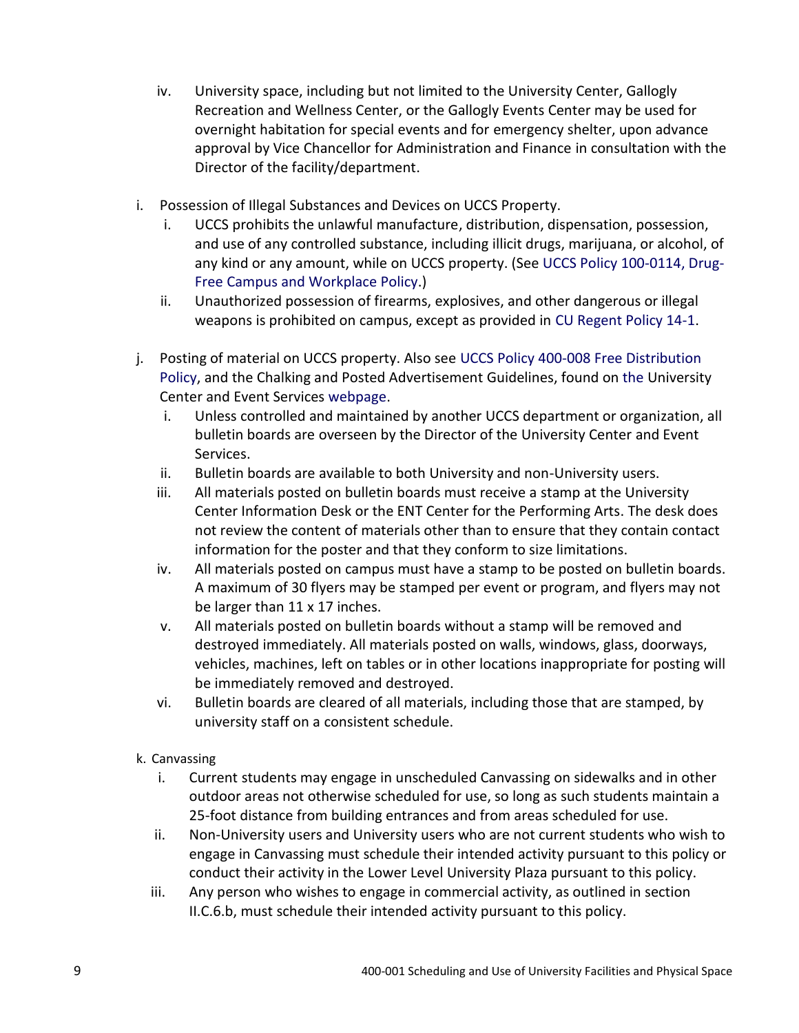iv. University space, including but not limited to the University Center, Gallogly Recreation and Wellness Center, or the Gallogly Events Center may be used for overnight habitation for special events and for emergency shelter, upon advance approval by Vice Chancellor for Administration and Finance in consultation with the Director of the facility/department.

i. Possession of Illegal Substances and Devices on UCCS Property.

  i. UCCS prohibits the unlawful manufacture, distribution, dispensation, possession, and use of any controlled substance, including illicit drugs, marijuana, or alcohol, of any kind or any amount, while on UCCS property. (See UCCS Policy 100-0114, Drug-Free Campus and Workplace Policy.)

  ii. Unauthorized possession of firearms, explosives, and other dangerous or illegal weapons is prohibited on campus, except as provided in CU Regent Policy 14-1.

j. Posting of material on UCCS property. Also see UCCS Policy 400-008 Free Distribution Policy, and the Chalking and Posted Advertisement Guidelines, found on the University Center and Event Services webpage.

  i. Unless controlled and maintained by another UCCS department or organization, all bulletin boards are overseen by the Director of the University Center and Event Services.

  ii. Bulletin boards are available to both University and non-University users.

  iii. All materials posted on bulletin boards must receive a stamp at the University Center Information Desk or the ENT Center for the Performing Arts. The desk does not review the content of materials other than to ensure that they contain contact information for the poster and that they conform to size limitations.

  iv. All materials posted on campus must have a stamp to be posted on bulletin boards. A maximum of 30 flyers may be stamped per event or program, and flyers may not be larger than 11 x 17 inches.

  v. All materials posted on bulletin boards without a stamp will be removed and destroyed immediately. All materials posted on walls, windows, glass, doorways, vehicles, machines, left on tables or in other locations inappropriate for posting will be immediately removed and destroyed.

  vi. Bulletin boards are cleared of all materials, including those that are stamped, by university staff on a consistent schedule.

k. Canvassing

  i. Current students may engage in unscheduled Canvassing on sidewalks and in other outdoor areas not otherwise scheduled for use, so long as such students maintain a 25-foot distance from building entrances and from areas scheduled for use.

  ii. Non-University users and University users who are not current students who wish to engage in Canvassing must schedule their intended activity pursuant to this policy or conduct their activity in the Lower Level University Plaza pursuant to this policy.

  iii. Any person who wishes to engage in commercial activity, as outlined in section II.C.6.b, must schedule their intended activity pursuant to this policy.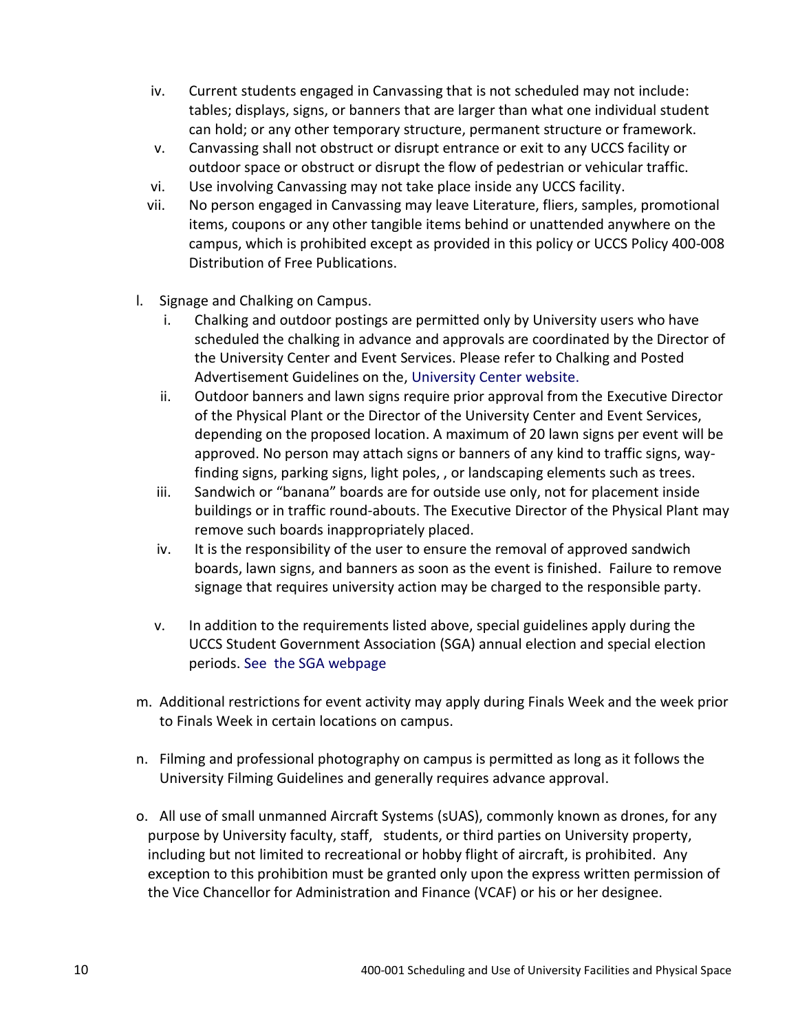iv. Current students engaged in Canvassing that is not scheduled may not include: tables; displays, signs, or banners that are larger than what one individual student can hold; or any other temporary structure, permanent structure or framework.

v. Canvassing shall not obstruct or disrupt entrance or exit to any UCCS facility or outdoor space or obstruct or disrupt the flow of pedestrian or vehicular traffic.

vi. Use involving Canvassing may not take place inside any UCCS facility.

vii. No person engaged in Canvassing may leave Literature, fliers, samples, promotional items, coupons or any other tangible items behind or unattended anywhere on the campus, which is prohibited except as provided in this policy or UCCS Policy 400-008 Distribution of Free Publications.

l. Signage and Chalking on Campus.

i. Chalking and outdoor postings are permitted only by University users who have scheduled the chalking in advance and approvals are coordinated by the Director of the University Center and Event Services. Please refer to Chalking and Posted Advertisement Guidelines on the, University Center website.

ii. Outdoor banners and lawn signs require prior approval from the Executive Director of the Physical Plant or the Director of the University Center and Event Services, depending on the proposed location. A maximum of 20 lawn signs per event will be approved. No person may attach signs or banners of any kind to traffic signs, way-finding signs, parking signs, light poles, , or landscaping elements such as trees.

iii. Sandwich or "banana" boards are for outside use only, not for placement inside buildings or in traffic round-abouts. The Executive Director of the Physical Plant may remove such boards inappropriately placed.

iv. It is the responsibility of the user to ensure the removal of approved sandwich boards, lawn signs, and banners as soon as the event is finished. Failure to remove signage that requires university action may be charged to the responsible party.

v. In addition to the requirements listed above, special guidelines apply during the UCCS Student Government Association (SGA) annual election and special election periods. See the SGA webpage

m. Additional restrictions for event activity may apply during Finals Week and the week prior to Finals Week in certain locations on campus.

n. Filming and professional photography on campus is permitted as long as it follows the University Filming Guidelines and generally requires advance approval.

o. All use of small unmanned Aircraft Systems (sUAS), commonly known as drones, for any purpose by University faculty, staff, students, or third parties on University property, including but not limited to recreational or hobby flight of aircraft, is prohibited. Any exception to this prohibition must be granted only upon the express written permission of the Vice Chancellor for Administration and Finance (VCAF) or his or her designee.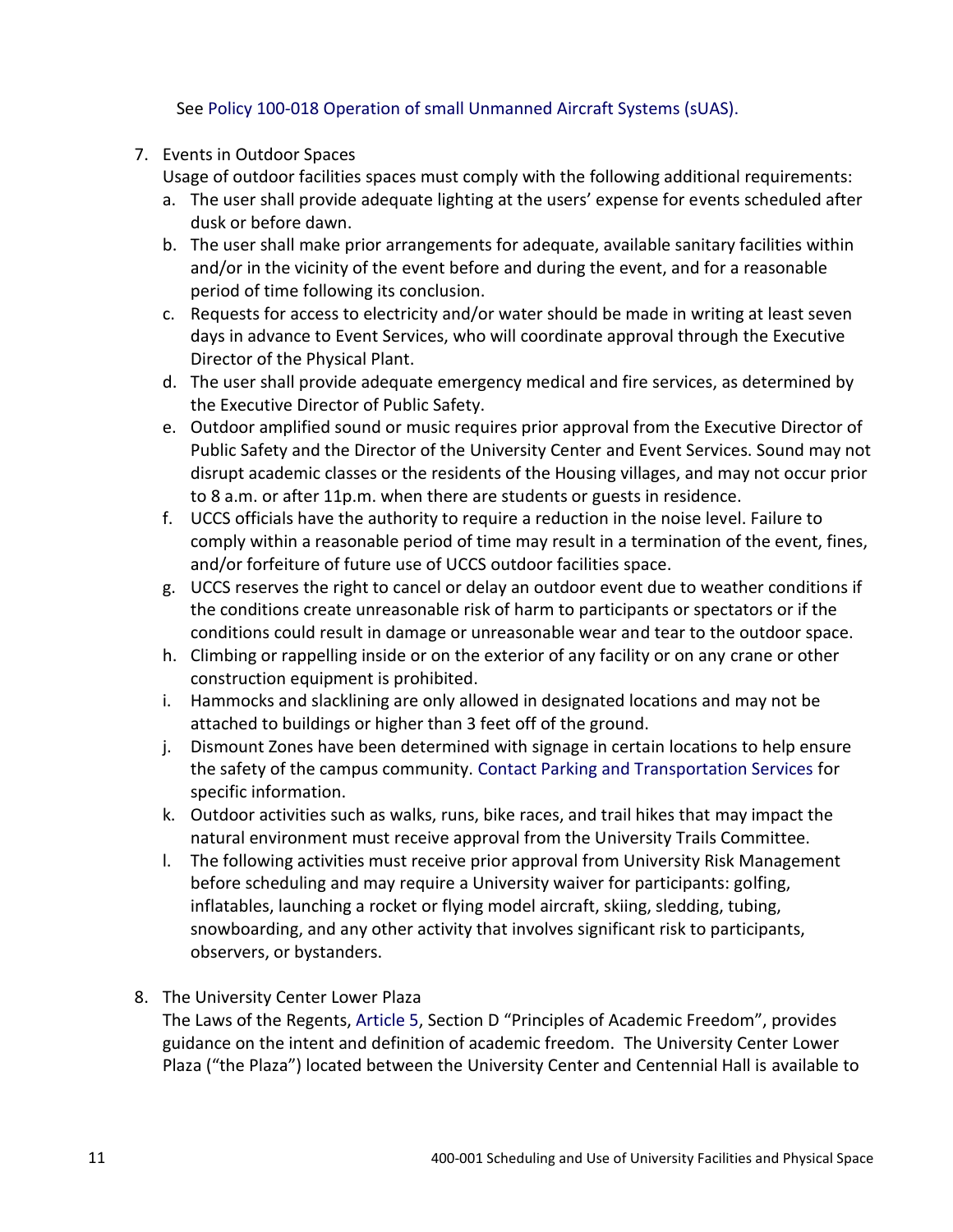See Policy 100-018 Operation of small Unmanned Aircraft Systems (sUAS).

7. Events in Outdoor Spaces
   Usage of outdoor facilities spaces must comply with the following additional requirements:
   a. The user shall provide adequate lighting at the users' expense for events scheduled after dusk or before dawn.
   b. The user shall make prior arrangements for adequate, available sanitary facilities within and/or in the vicinity of the event before and during the event, and for a reasonable period of time following its conclusion.
   c. Requests for access to electricity and/or water should be made in writing at least seven days in advance to Event Services, who will coordinate approval through the Executive Director of the Physical Plant.
   d. The user shall provide adequate emergency medical and fire services, as determined by the Executive Director of Public Safety.
   e. Outdoor amplified sound or music requires prior approval from the Executive Director of Public Safety and the Director of the University Center and Event Services. Sound may not disrupt academic classes or the residents of the Housing villages, and may not occur prior to 8 a.m. or after 11p.m. when there are students or guests in residence.
   f. UCCS officials have the authority to require a reduction in the noise level. Failure to comply within a reasonable period of time may result in a termination of the event, fines, and/or forfeiture of future use of UCCS outdoor facilities space.
   g. UCCS reserves the right to cancel or delay an outdoor event due to weather conditions if the conditions create unreasonable risk of harm to participants or spectators or if the conditions could result in damage or unreasonable wear and tear to the outdoor space.
   h. Climbing or rappelling inside or on the exterior of any facility or on any crane or other construction equipment is prohibited.
   i. Hammocks and slacklining are only allowed in designated locations and may not be attached to buildings or higher than 3 feet off of the ground.
   j. Dismount Zones have been determined with signage in certain locations to help ensure the safety of the campus community. Contact Parking and Transportation Services for specific information.
   k. Outdoor activities such as walks, runs, bike races, and trail hikes that may impact the natural environment must receive approval from the University Trails Committee.
   l. The following activities must receive prior approval from University Risk Management before scheduling and may require a University waiver for participants: golfing, inflatables, launching a rocket or flying model aircraft, skiing, sledding, tubing, snowboarding, and any other activity that involves significant risk to participants, observers, or bystanders.

8. The University Center Lower Plaza
   The Laws of the Regents, Article 5, Section D "Principles of Academic Freedom", provides guidance on the intent and definition of academic freedom. The University Center Lower Plaza ("the Plaza") located between the University Center and Centennial Hall is available to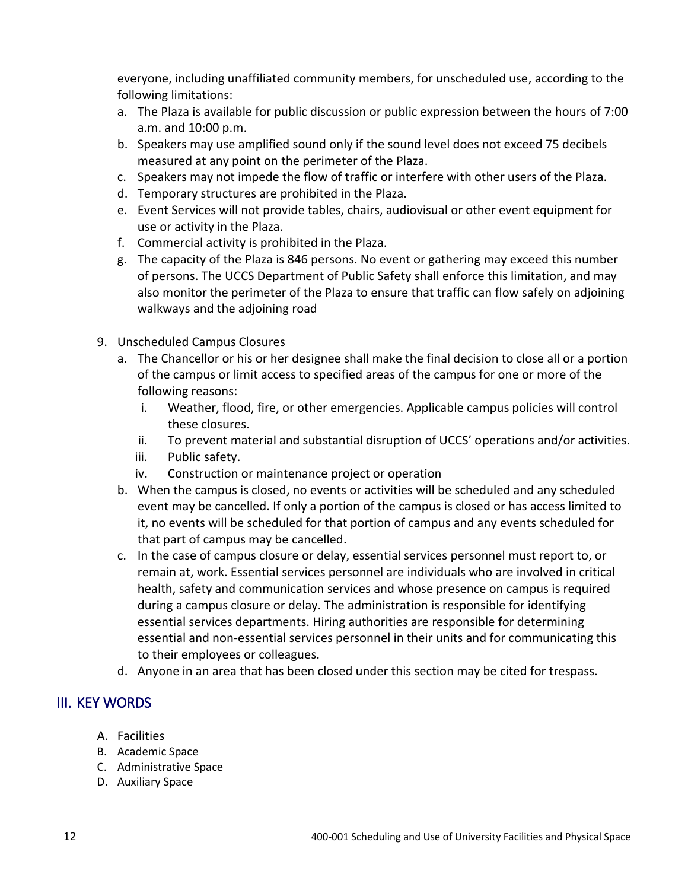everyone, including unaffiliated community members, for unscheduled use, according to the following limitations:

a. The Plaza is available for public discussion or public expression between the hours of 7:00 a.m. and 10:00 p.m.
b. Speakers may use amplified sound only if the sound level does not exceed 75 decibels measured at any point on the perimeter of the Plaza.
c. Speakers may not impede the flow of traffic or interfere with other users of the Plaza.
d. Temporary structures are prohibited in the Plaza.
e. Event Services will not provide tables, chairs, audiovisual or other event equipment for use or activity in the Plaza.
f. Commercial activity is prohibited in the Plaza.
g. The capacity of the Plaza is 846 persons. No event or gathering may exceed this number of persons. The UCCS Department of Public Safety shall enforce this limitation, and may also monitor the perimeter of the Plaza to ensure that traffic can flow safely on adjoining walkways and the adjoining road

9. Unscheduled Campus Closures
   a. The Chancellor or his or her designee shall make the final decision to close all or a portion of the campus or limit access to specified areas of the campus for one or more of the following reasons:
      i. Weather, flood, fire, or other emergencies. Applicable campus policies will control these closures.
      ii. To prevent material and substantial disruption of UCCS' operations and/or activities.
      iii. Public safety.
      iv. Construction or maintenance project or operation
   b. When the campus is closed, no events or activities will be scheduled and any scheduled event may be cancelled. If only a portion of the campus is closed or has access limited to it, no events will be scheduled for that portion of campus and any events scheduled for that part of campus may be cancelled.
   c. In the case of campus closure or delay, essential services personnel must report to, or remain at, work. Essential services personnel are individuals who are involved in critical health, safety and communication services and whose presence on campus is required during a campus closure or delay. The administration is responsible for identifying essential services departments. Hiring authorities are responsible for determining essential and non-essential services personnel in their units and for communicating this to their employees or colleagues.
   d. Anyone in an area that has been closed under this section may be cited for trespass.

## III. KEY WORDS

A. Facilities
B. Academic Space
C. Administrative Space
D. Auxiliary Space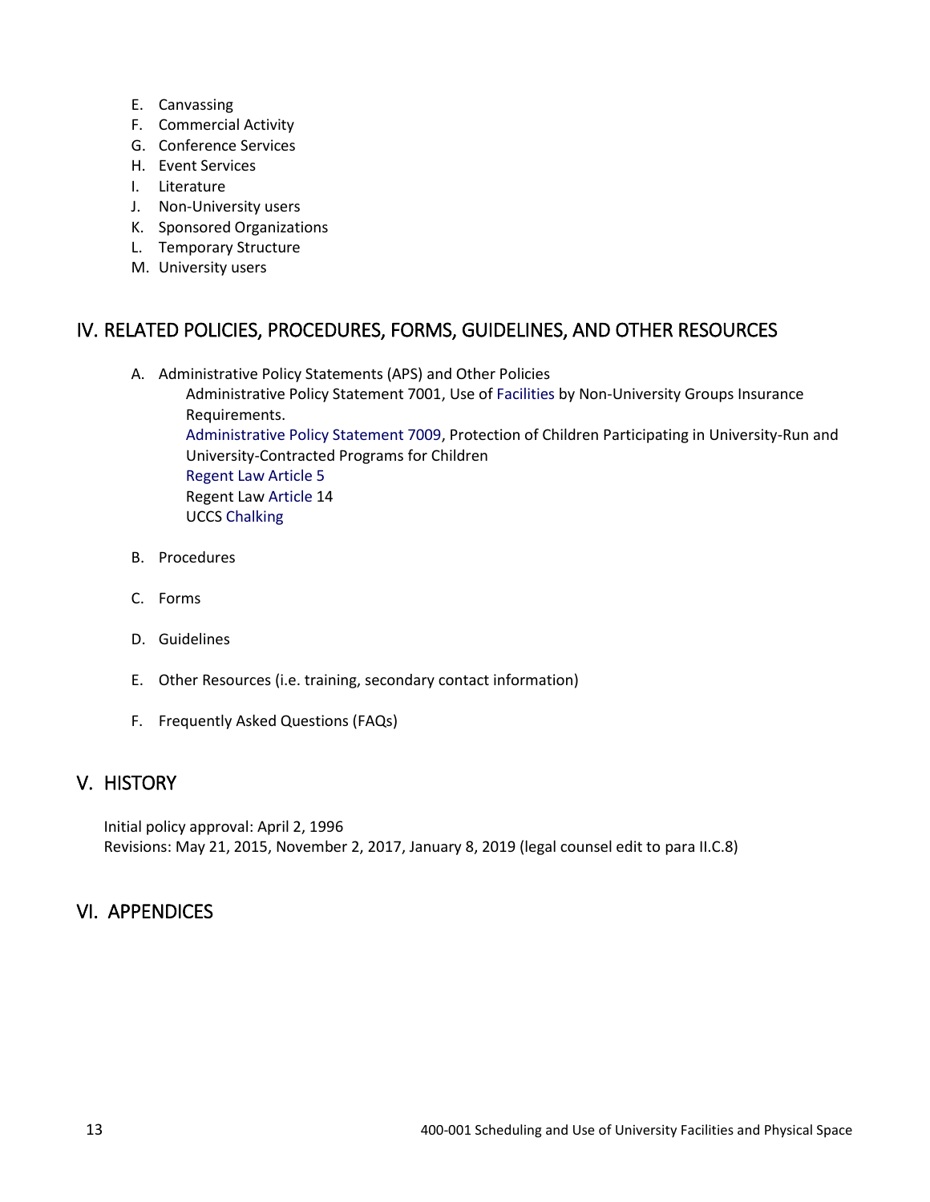E. Canvassing
F. Commercial Activity
G. Conference Services
H. Event Services
I. Literature
J. Non-University users
K. Sponsored Organizations
L. Temporary Structure
M. University users

## IV. RELATED POLICIES, PROCEDURES, FORMS, GUIDELINES, AND OTHER RESOURCES

A. Administrative Policy Statements (APS) and Other Policies
   Administrative Policy Statement 7001, Use of Facilities by Non-University Groups Insurance Requirements.
   Administrative Policy Statement 7009, Protection of Children Participating in University-Run and University-Contracted Programs for Children
   Regent Law Article 5
   Regent Law Article 14
   UCCS Chalking

B. Procedures

C. Forms

D. Guidelines

E. Other Resources (i.e. training, secondary contact information)

F. Frequently Asked Questions (FAQs)

## V. HISTORY

Initial policy approval: April 2, 1996
Revisions: May 21, 2015, November 2, 2017, January 8, 2019 (legal counsel edit to para II.C.8)

## VI. APPENDICES